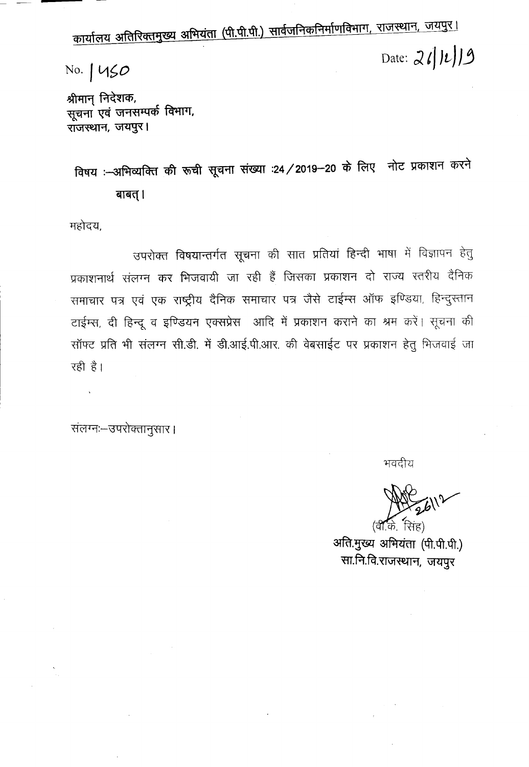कार्यालय अतिरिक्तमुख्य अभियंता (पी.पी.पी.) सार्वजनिकनिर्माणविभाग, राजस्थान, जयपुर।

No. 1450

Date: 26/12/19

श्रीमान् निदेशक,
सूचना एवं जनसम्पर्क विभाग,
राजस्थान, जयपुर।

**विषय :—अभिव्यक्ति की रूची सूचना संख्या :24/2019—20 के लिए नोट प्रकाशन करने बाबत्।**

महोदय,

उपरोक्त विषयान्तर्गत सूचना की सात प्रतियां हिन्दी भाषा में विज्ञापन हेतु प्रकाशनार्थ संलग्न कर भिजवायी जा रही हैं जिसका प्रकाशन दो राज्य स्तरीय दैनिक समाचार पत्र एवं एक राष्ट्रीय दैनिक समाचार पत्र जैसे टाईम्स ऑफ इण्डिया, हिन्दुस्तान टाईम्स, दी हिन्दू व इण्डियन एक्सप्रेस आदि में प्रकाशन कराने का श्रम करें। सूचना की सॉफ्ट प्रति भी संलग्न सी.डी. में डी.आई.पी.आर. की वेबसाईट पर प्रकाशन हेतु भिजवाई जा रही है।

संलग्नः—उपरोक्तानुसार।

भवदीय

26/12

(वी.के. सिंह)
अति.मुख्य अभियंता (पी.पी.पी.)
सा.नि.वि.राजस्थान, जयपुर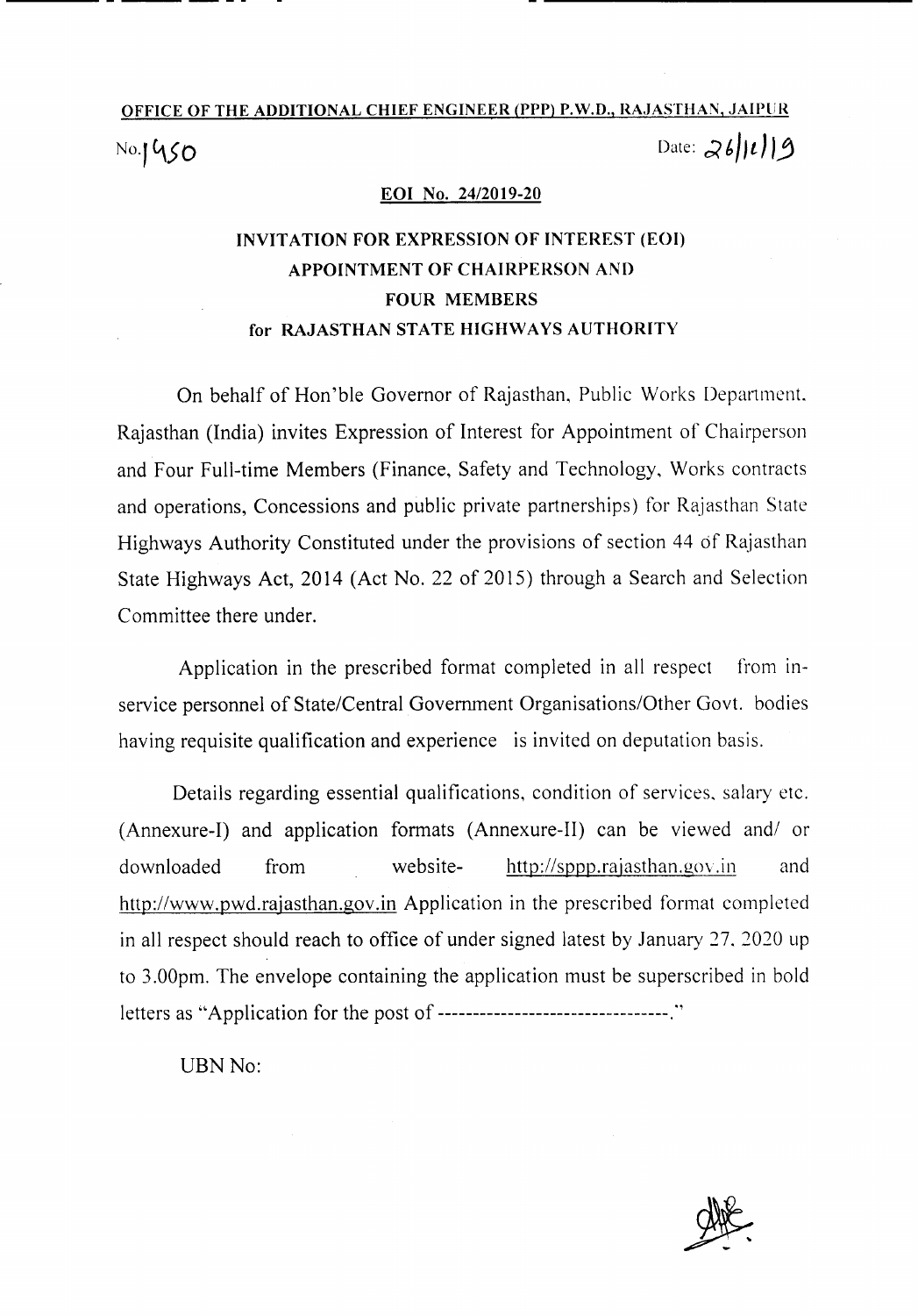**OFFICE OF THE ADDITIONAL CHIEF ENGINEER (PPP) P.W.D., RAJASTHAN, JAIPUR**

No.1450 Date: 26/12/19

**EOI No. 24/2019-20**

## INVITATION FOR EXPRESSION OF INTEREST (EOI) APPOINTMENT OF CHAIRPERSON AND FOUR MEMBERS for RAJASTHAN STATE HIGHWAYS AUTHORITY

On behalf of Hon'ble Governor of Rajasthan, Public Works Department, Rajasthan (India) invites Expression of Interest for Appointment of Chairperson and Four Full-time Members (Finance, Safety and Technology, Works contracts and operations, Concessions and public private partnerships) for Rajasthan State Highways Authority Constituted under the provisions of section 44 of Rajasthan State Highways Act, 2014 (Act No. 22 of 2015) through a Search and Selection Committee there under.

Application in the prescribed format completed in all respect from in-service personnel of State/Central Government Organisations/Other Govt. bodies having requisite qualification and experience is invited on deputation basis.

Details regarding essential qualifications, condition of services, salary etc. (Annexure-I) and application formats (Annexure-II) can be viewed and/ or downloaded from website- http://sppp.rajasthan.gov.in and http://www.pwd.rajasthan.gov.in Application in the prescribed format completed in all respect should reach to office of under signed latest by January 27, 2020 up to 3.00pm. The envelope containing the application must be superscribed in bold letters as "Application for the post of ---------------------------------."

UBN No: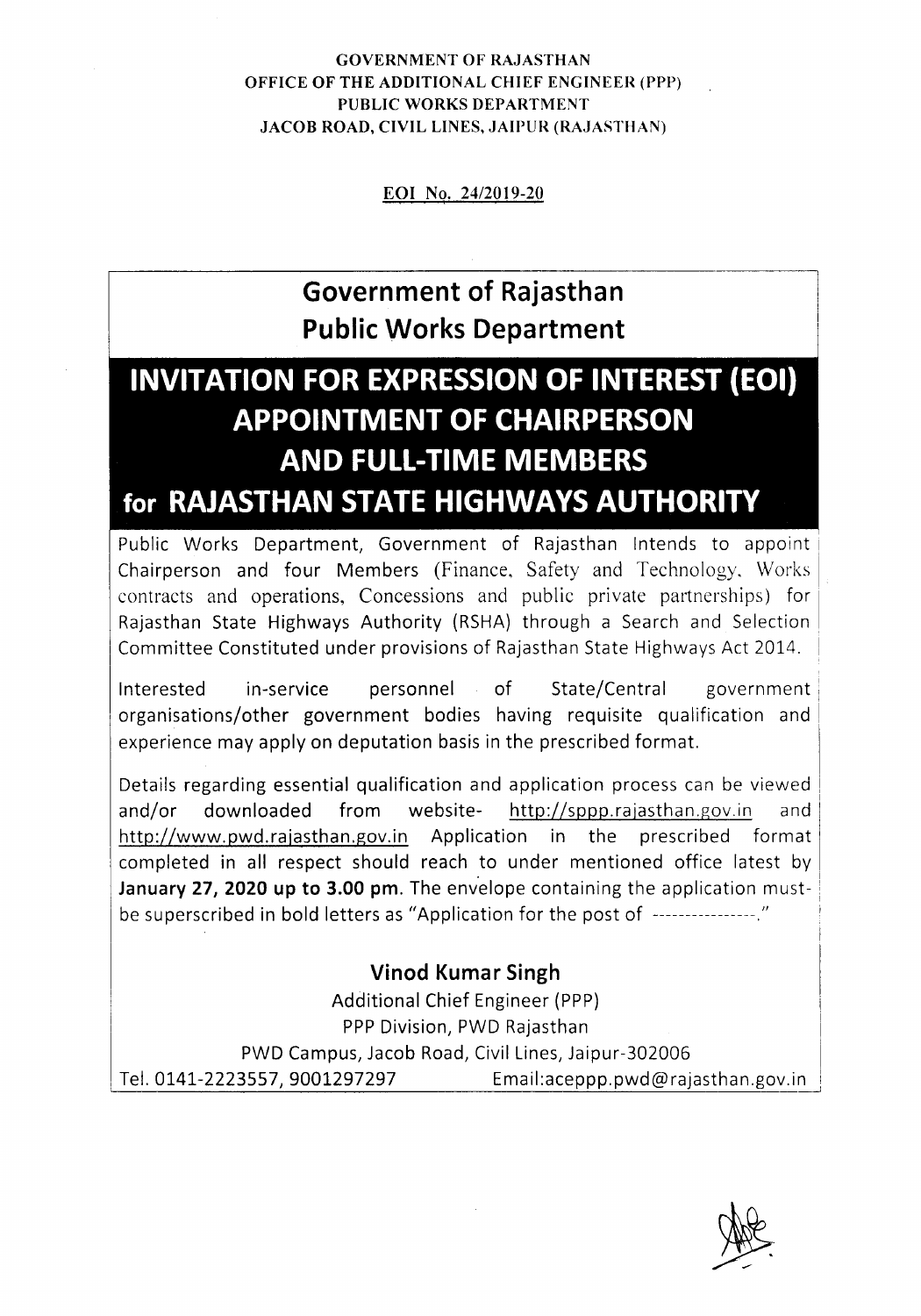GOVERNMENT OF RAJASTHAN
OFFICE OF THE ADDITIONAL CHIEF ENGINEER (PPP)
PUBLIC WORKS DEPARTMENT
JACOB ROAD, CIVIL LINES, JAIPUR (RAJASTHAN)

**EOI No. 24/2019-20**

# Government of Rajasthan
# Public Works Department

## INVITATION FOR EXPRESSION OF INTEREST (EOI) APPOINTMENT OF CHAIRPERSON AND FULL-TIME MEMBERS for RAJASTHAN STATE HIGHWAYS AUTHORITY

Public Works Department, Government of Rajasthan Intends to appoint Chairperson and four Members (Finance, Safety and Technology, Works contracts and operations, Concessions and public private partnerships) for Rajasthan State Highways Authority (RSHA) through a Search and Selection Committee Constituted under provisions of Rajasthan State Highways Act 2014.

Interested in-service personnel of State/Central government organisations/other government bodies having requisite qualification and experience may apply on deputation basis in the prescribed format.

Details regarding essential qualification and application process can be viewed and/or downloaded from website- http://sppp.rajasthan.gov.in and http://www.pwd.rajasthan.gov.in Application in the prescribed format completed in all respect should reach to under mentioned office latest by **January 27, 2020 up to 3.00 pm**. The envelope containing the application must-be superscribed in bold letters as "Application for the post of ----------------."

**Vinod Kumar Singh**
Additional Chief Engineer (PPP)
PPP Division, PWD Rajasthan
PWD Campus, Jacob Road, Civil Lines, Jaipur-302006
Tel. 0141-2223557, 9001297297 Email:aceppp.pwd@rajasthan.gov.in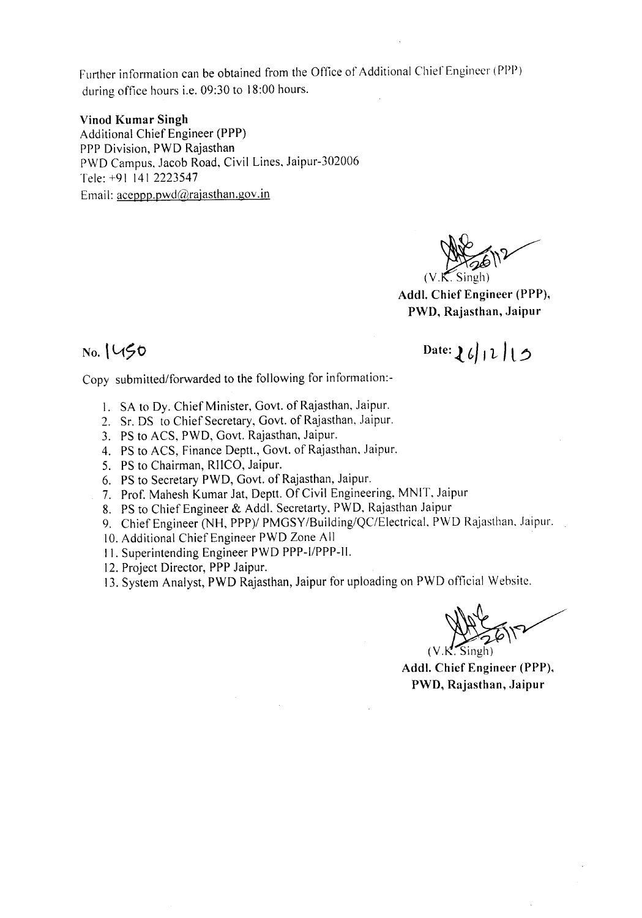Further information can be obtained from the Office of Additional Chief Engineer (PPP) during office hours i.e. 09:30 to 18:00 hours.

**Vinod Kumar Singh**
Additional Chief Engineer (PPP)
PPP Division, PWD Rajasthan
PWD Campus, Jacob Road, Civil Lines, Jaipur-302006
Tele: +91 141 2223547
Email: aceppp.pwd@rajasthan.gov.in

(V.K. Singh)
**Addl. Chief Engineer (PPP),**
**PWD, Rajasthan, Jaipur**

No. 1450 Date: 26/12/13

Copy submitted/forwarded to the following for information:-

1. SA to Dy. Chief Minister, Govt. of Rajasthan, Jaipur.
2. Sr. DS to Chief Secretary, Govt. of Rajasthan, Jaipur.
3. PS to ACS, PWD, Govt. Rajasthan, Jaipur.
4. PS to ACS, Finance Deptt., Govt. of Rajasthan, Jaipur.
5. PS to Chairman, RIICO, Jaipur.
6. PS to Secretary PWD, Govt. of Rajasthan, Jaipur.
7. Prof. Mahesh Kumar Jat, Deptt. Of Civil Engineering, MNIT, Jaipur
8. PS to Chief Engineer & Addl. Secretarty, PWD, Rajasthan Jaipur
9. Chief Engineer (NH, PPP)/ PMGSY/Building/QC/Electrical, PWD Rajasthan, Jaipur.
10. Additional Chief Engineer PWD Zone All
11. Superintending Engineer PWD PPP-I/PPP-II.
12. Project Director, PPP Jaipur.
13. System Analyst, PWD Rajasthan, Jaipur for uploading on PWD official Website.

(V.K. Singh)
**Addl. Chief Engineer (PPP),**
**PWD, Rajasthan, Jaipur**